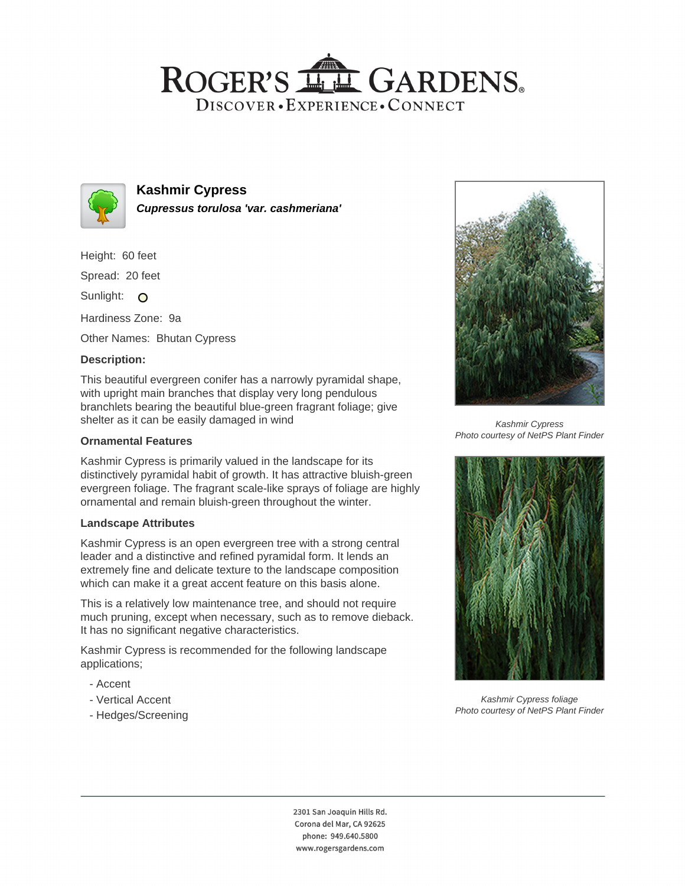# ROGER'S GARDENS

DISCOVER • EXPERIENCE • CONNECT

## Kashmir Cypress

***Cupressus torulosa 'var. cashmeriana'***

Height: 60 feet

Spread: 20 feet

Sunlight: O

Hardiness Zone: 9a

Other Names: Bhutan Cypress

### Description:

This beautiful evergreen conifer has a narrowly pyramidal shape, with upright main branches that display very long pendulous branchlets bearing the beautiful blue-green fragrant foliage; give shelter as it can be easily damaged in wind

### Ornamental Features

Kashmir Cypress is primarily valued in the landscape for its distinctively pyramidal habit of growth. It has attractive bluish-green evergreen foliage. The fragrant scale-like sprays of foliage are highly ornamental and remain bluish-green throughout the winter.

### Landscape Attributes

Kashmir Cypress is an open evergreen tree with a strong central leader and a distinctive and refined pyramidal form. It lends an extremely fine and delicate texture to the landscape composition which can make it a great accent feature on this basis alone.

This is a relatively low maintenance tree, and should not require much pruning, except when necessary, such as to remove dieback. It has no significant negative characteristics.

Kashmir Cypress is recommended for the following landscape applications;

- Accent
- Vertical Accent
- Hedges/Screening

*Kashmir Cypress*
*Photo courtesy of NetPS Plant Finder*

*Kashmir Cypress foliage*
*Photo courtesy of NetPS Plant Finder*

2301 San Joaquin Hills Rd.
Corona del Mar, CA 92625
phone: 949.640.5800
www.rogersgardens.com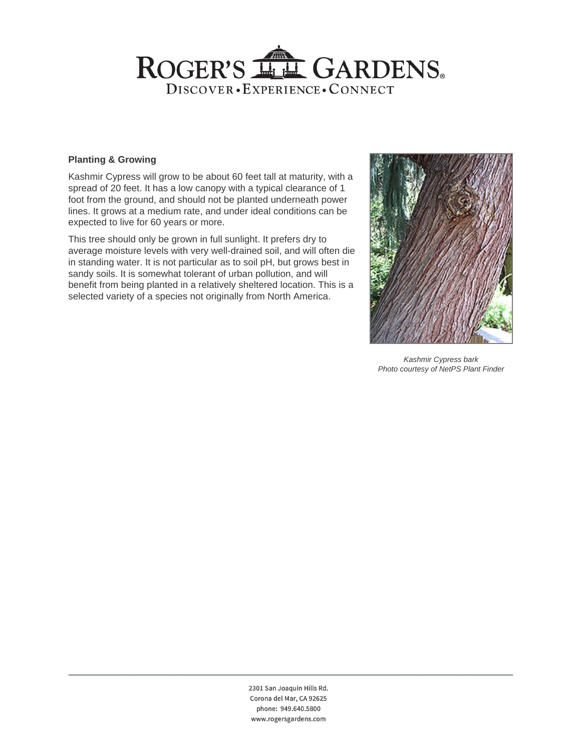### Planting & Growing

Kashmir Cypress will grow to be about 60 feet tall at maturity, with a spread of 20 feet. It has a low canopy with a typical clearance of 1 foot from the ground, and should not be planted underneath power lines. It grows at a medium rate, and under ideal conditions can be expected to live for 60 years or more.

This tree should only be grown in full sunlight. It prefers dry to average moisture levels with very well-drained soil, and will often die in standing water. It is not particular as to soil pH, but grows best in sandy soils. It is somewhat tolerant of urban pollution, and will benefit from being planted in a relatively sheltered location. This is a selected variety of a species not originally from North America.

*Kashmir Cypress bark*
*Photo courtesy of NetPS Plant Finder*